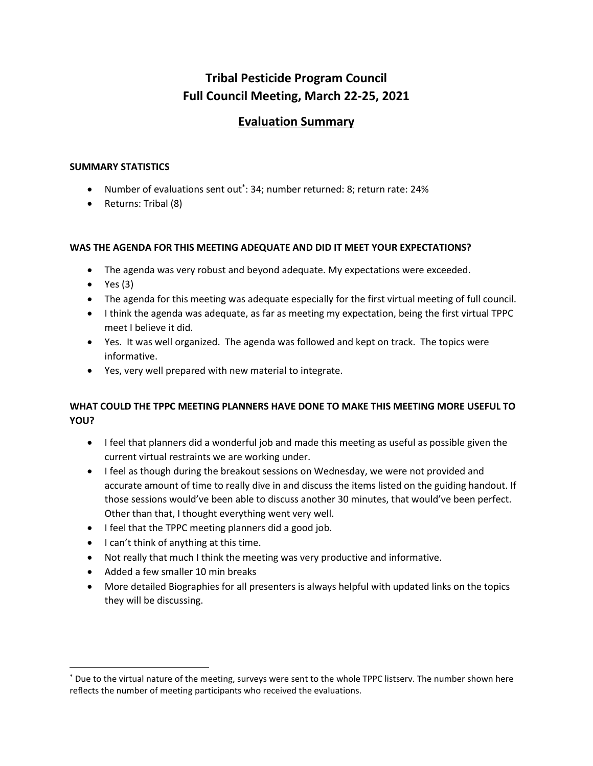# Tribal Pesticide Program Council
# Full Council Meeting, March 22-25, 2021

## Evaluation Summary

**SUMMARY STATISTICS**

- Number of evaluations sent out[*]: 34; number returned: 8; return rate: 24%
- Returns: Tribal (8)

**WAS THE AGENDA FOR THIS MEETING ADEQUATE AND DID IT MEET YOUR EXPECTATIONS?**

- The agenda was very robust and beyond adequate. My expectations were exceeded.
- Yes (3)
- The agenda for this meeting was adequate especially for the first virtual meeting of full council.
- I think the agenda was adequate, as far as meeting my expectation, being the first virtual TPPC meet I believe it did.
- Yes. It was well organized. The agenda was followed and kept on track. The topics were informative.
- Yes, very well prepared with new material to integrate.

**WHAT COULD THE TPPC MEETING PLANNERS HAVE DONE TO MAKE THIS MEETING MORE USEFUL TO YOU?**

- I feel that planners did a wonderful job and made this meeting as useful as possible given the current virtual restraints we are working under.
- I feel as though during the breakout sessions on Wednesday, we were not provided and accurate amount of time to really dive in and discuss the items listed on the guiding handout. If those sessions would've been able to discuss another 30 minutes, that would've been perfect. Other than that, I thought everything went very well.
- I feel that the TPPC meeting planners did a good job.
- I can't think of anything at this time.
- Not really that much I think the meeting was very productive and informative.
- Added a few smaller 10 min breaks
- More detailed Biographies for all presenters is always helpful with updated links on the topics they will be discussing.

[*] Due to the virtual nature of the meeting, surveys were sent to the whole TPPC listserv. The number shown here reflects the number of meeting participants who received the evaluations.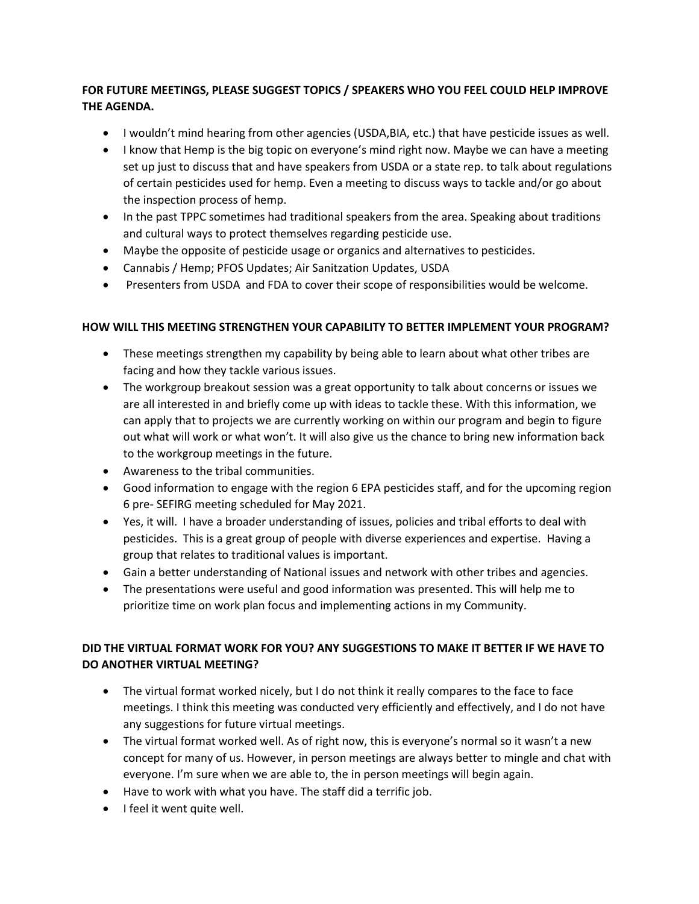**FOR FUTURE MEETINGS, PLEASE SUGGEST TOPICS / SPEAKERS WHO YOU FEEL COULD HELP IMPROVE THE AGENDA.**

- I wouldn't mind hearing from other agencies (USDA,BIA, etc.) that have pesticide issues as well.
- I know that Hemp is the big topic on everyone's mind right now. Maybe we can have a meeting set up just to discuss that and have speakers from USDA or a state rep. to talk about regulations of certain pesticides used for hemp. Even a meeting to discuss ways to tackle and/or go about the inspection process of hemp.
- In the past TPPC sometimes had traditional speakers from the area. Speaking about traditions and cultural ways to protect themselves regarding pesticide use.
- Maybe the opposite of pesticide usage or organics and alternatives to pesticides.
- Cannabis / Hemp; PFOS Updates; Air Sanitzation Updates, USDA
- Presenters from USDA and FDA to cover their scope of responsibilities would be welcome.

**HOW WILL THIS MEETING STRENGTHEN YOUR CAPABILITY TO BETTER IMPLEMENT YOUR PROGRAM?**

- These meetings strengthen my capability by being able to learn about what other tribes are facing and how they tackle various issues.
- The workgroup breakout session was a great opportunity to talk about concerns or issues we are all interested in and briefly come up with ideas to tackle these. With this information, we can apply that to projects we are currently working on within our program and begin to figure out what will work or what won't. It will also give us the chance to bring new information back to the workgroup meetings in the future.
- Awareness to the tribal communities.
- Good information to engage with the region 6 EPA pesticides staff, and for the upcoming region 6 pre- SEFIRG meeting scheduled for May 2021.
- Yes, it will. I have a broader understanding of issues, policies and tribal efforts to deal with pesticides. This is a great group of people with diverse experiences and expertise. Having a group that relates to traditional values is important.
- Gain a better understanding of National issues and network with other tribes and agencies.
- The presentations were useful and good information was presented. This will help me to prioritize time on work plan focus and implementing actions in my Community.

**DID THE VIRTUAL FORMAT WORK FOR YOU? ANY SUGGESTIONS TO MAKE IT BETTER IF WE HAVE TO DO ANOTHER VIRTUAL MEETING?**

- The virtual format worked nicely, but I do not think it really compares to the face to face meetings. I think this meeting was conducted very efficiently and effectively, and I do not have any suggestions for future virtual meetings.
- The virtual format worked well. As of right now, this is everyone's normal so it wasn't a new concept for many of us. However, in person meetings are always better to mingle and chat with everyone. I'm sure when we are able to, the in person meetings will begin again.
- Have to work with what you have. The staff did a terrific job.
- I feel it went quite well.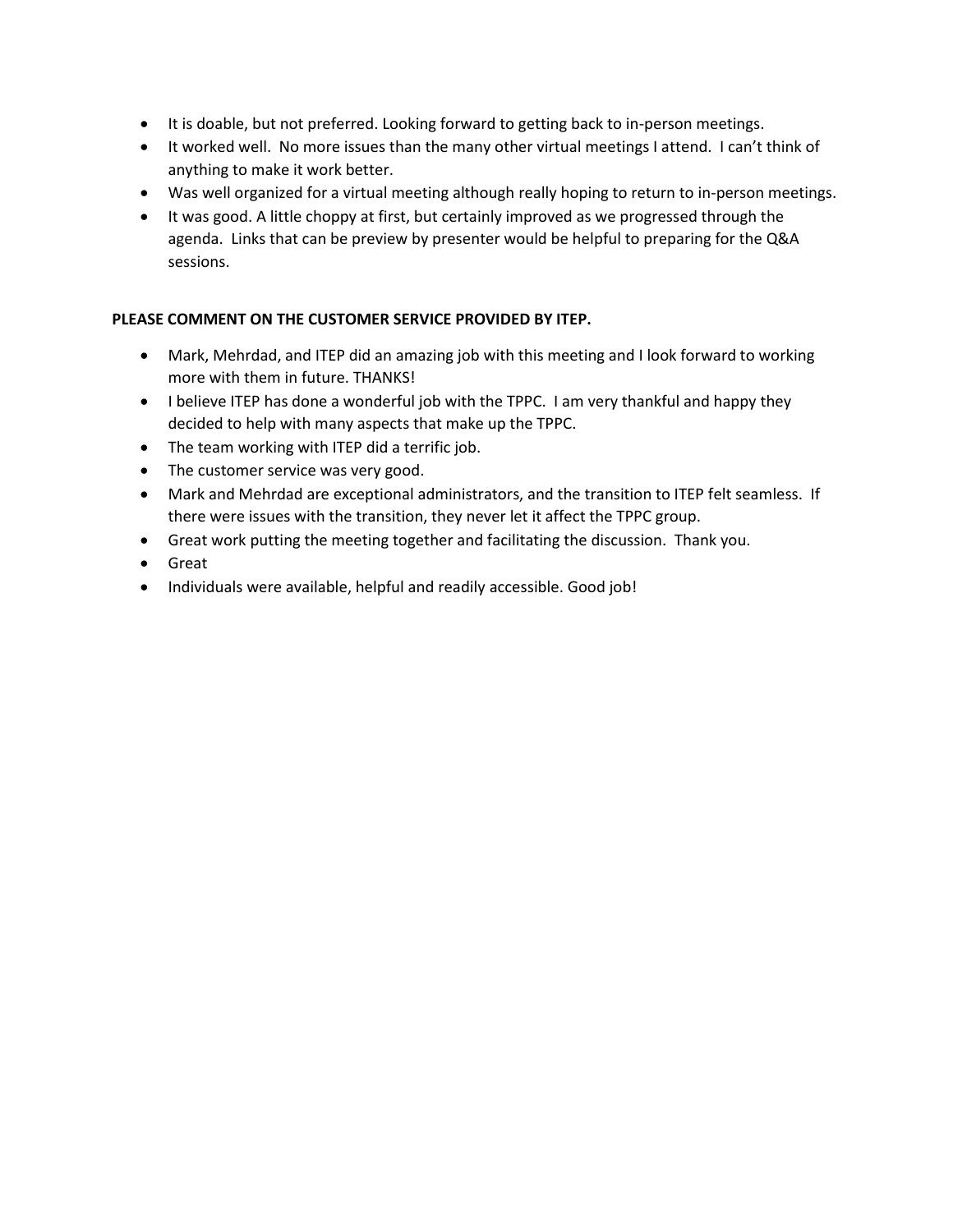- It is doable, but not preferred. Looking forward to getting back to in-person meetings.
- It worked well. No more issues than the many other virtual meetings I attend. I can't think of anything to make it work better.
- Was well organized for a virtual meeting although really hoping to return to in-person meetings.
- It was good. A little choppy at first, but certainly improved as we progressed through the agenda. Links that can be preview by presenter would be helpful to preparing for the Q&A sessions.

**PLEASE COMMENT ON THE CUSTOMER SERVICE PROVIDED BY ITEP.**

- Mark, Mehrdad, and ITEP did an amazing job with this meeting and I look forward to working more with them in future. THANKS!
- I believe ITEP has done a wonderful job with the TPPC. I am very thankful and happy they decided to help with many aspects that make up the TPPC.
- The team working with ITEP did a terrific job.
- The customer service was very good.
- Mark and Mehrdad are exceptional administrators, and the transition to ITEP felt seamless. If there were issues with the transition, they never let it affect the TPPC group.
- Great work putting the meeting together and facilitating the discussion. Thank you.
- Great
- Individuals were available, helpful and readily accessible. Good job!